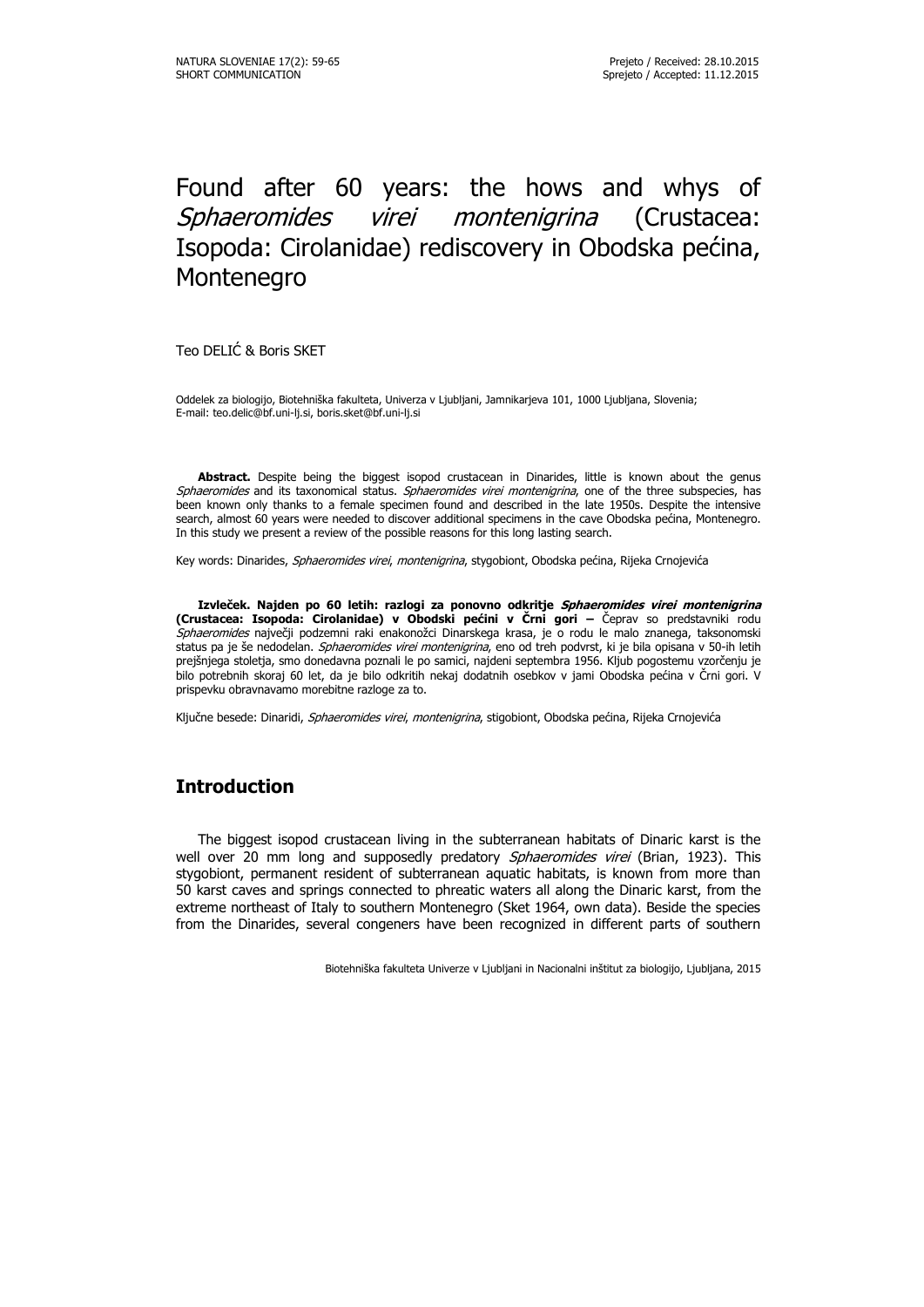# Found after 60 years: the hows and whys of *Sphaeromides virei montenigrina* (Crustacea: Isopoda: Cirolanidae) rediscovery in Obodska pećina, Montenegro

Teo DELIĆ & Boris SKET

Oddelek za biologijo, Biotehniška fakulteta, Univerza v Ljubljani, Jamnikarjeva 101, 1000 Ljubljana, Slovenia;
E-mail: teo.delic@bf.uni-lj.si, boris.sket@bf.uni-lj.si

**Abstract.** Despite being the biggest isopod crustacean in Dinarides, little is known about the genus *Sphaeromides* and its taxonomical status. *Sphaeromides virei montenigrina*, one of the three subspecies, has been known only thanks to a female specimen found and described in the late 1950s. Despite the intensive search, almost 60 years were needed to discover additional specimens in the cave Obodska pećina, Montenegro. In this study we present a review of the possible reasons for this long lasting search.

Key words: Dinarides, *Sphaeromides virei*, *montenigrina*, stygobiont, Obodska pećina, Rijeka Crnojevića

**Izvleček. Najden po 60 letih: razlogi za ponovno odkritje *Sphaeromides virei montenigrina* (Crustacea: Isopoda: Cirolanidae) v Obodski pećini v Črni gori –** Čeprav so predstavniki rodu *Sphaeromides* največji podzemni raki enakonožci Dinarskega krasa, je o rodu le malo znanega, taksonomski status pa je še nedodelan. *Sphaeromides virei montenigrina*, eno od treh podvrst, ki je bila opisana v 50-ih letih prejšnjega stoletja, smo donedavna poznali le po samici, najdeni septembra 1956. Kljub pogostemu vzorčenju je bilo potrebnih skoraj 60 let, da je bilo odkritih nekaj dodatnih osebkov v jami Obodska pećina v Črni gori. V prispevku obravnavamo morebitne razloge za to.

Ključne besede: Dinaridi, *Sphaeromides virei*, *montenigrina*, stigobiont, Obodska pećina, Rijeka Crnojevića

## Introduction

The biggest isopod crustacean living in the subterranean habitats of Dinaric karst is the well over 20 mm long and supposedly predatory *Sphaeromides virei* (Brian, 1923). This stygobiont, permanent resident of subterranean aquatic habitats, is known from more than 50 karst caves and springs connected to phreatic waters all along the Dinaric karst, from the extreme northeast of Italy to southern Montenegro (Sket 1964, own data). Beside the species from the Dinarides, several congeners have been recognized in different parts of southern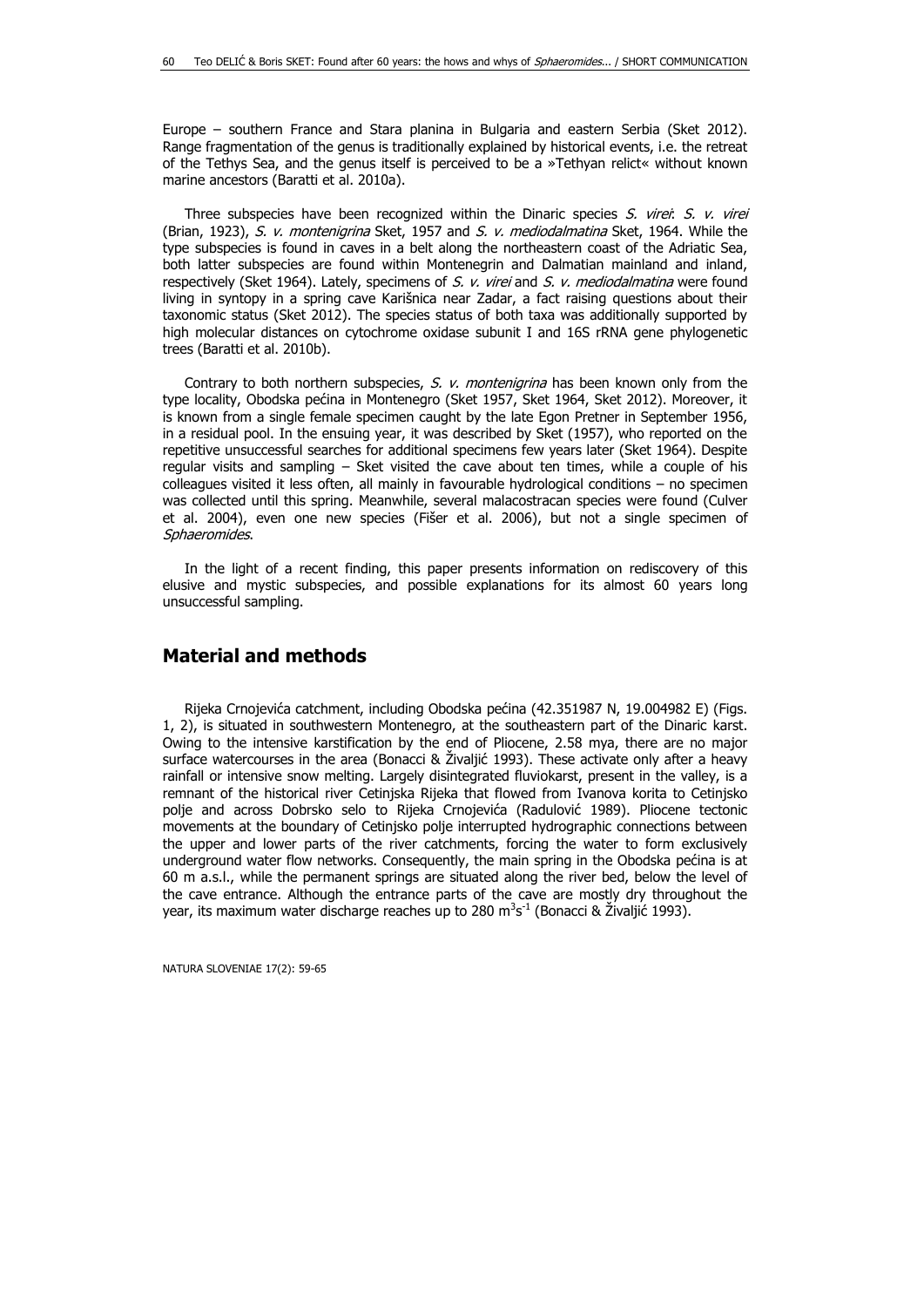Europe – southern France and Stara planina in Bulgaria and eastern Serbia (Sket 2012). Range fragmentation of the genus is traditionally explained by historical events, i.e. the retreat of the Tethys Sea, and the genus itself is perceived to be a »Tethyan relict« without known marine ancestors (Baratti et al. 2010a).

Three subspecies have been recognized within the Dinaric species *S. virei*: *S. v. virei* (Brian, 1923), *S. v. montenigrina* Sket, 1957 and *S. v. mediodalmatina* Sket, 1964. While the type subspecies is found in caves in a belt along the northeastern coast of the Adriatic Sea, both latter subspecies are found within Montenegrin and Dalmatian mainland and inland, respectively (Sket 1964). Lately, specimens of *S. v. virei* and *S. v. mediodalmatina* were found living in syntopy in a spring cave Karišnica near Zadar, a fact raising questions about their taxonomic status (Sket 2012). The species status of both taxa was additionally supported by high molecular distances on cytochrome oxidase subunit I and 16S rRNA gene phylogenetic trees (Baratti et al. 2010b).

Contrary to both northern subspecies, *S. v. montenigrina* has been known only from the type locality, Obodska pećina in Montenegro (Sket 1957, Sket 1964, Sket 2012). Moreover, it is known from a single female specimen caught by the late Egon Pretner in September 1956, in a residual pool. In the ensuing year, it was described by Sket (1957), who reported on the repetitive unsuccessful searches for additional specimens few years later (Sket 1964). Despite regular visits and sampling – Sket visited the cave about ten times, while a couple of his colleagues visited it less often, all mainly in favourable hydrological conditions – no specimen was collected until this spring. Meanwhile, several malacostracan species were found (Culver et al. 2004), even one new species (Fišer et al. 2006), but not a single specimen of *Sphaeromides*.

In the light of a recent finding, this paper presents information on rediscovery of this elusive and mystic subspecies, and possible explanations for its almost 60 years long unsuccessful sampling.

## Material and methods

Rijeka Crnojevića catchment, including Obodska pećina (42.351987 N, 19.004982 E) (Figs. 1, 2), is situated in southwestern Montenegro, at the southeastern part of the Dinaric karst. Owing to the intensive karstification by the end of Pliocene, 2.58 mya, there are no major surface watercourses in the area (Bonacci & Živaljić 1993). These activate only after a heavy rainfall or intensive snow melting. Largely disintegrated fluviokarst, present in the valley, is a remnant of the historical river Cetinjska Rijeka that flowed from Ivanova korita to Cetinjsko polje and across Dobrsko selo to Rijeka Crnojevića (Radulović 1989). Pliocene tectonic movements at the boundary of Cetinjsko polje interrupted hydrographic connections between the upper and lower parts of the river catchments, forcing the water to form exclusively underground water flow networks. Consequently, the main spring in the Obodska pećina is at 60 m a.s.l., while the permanent springs are situated along the river bed, below the level of the cave entrance. Although the entrance parts of the cave are mostly dry throughout the year, its maximum water discharge reaches up to 280 $m^3s^{-1}$ (Bonacci & Živaljić 1993).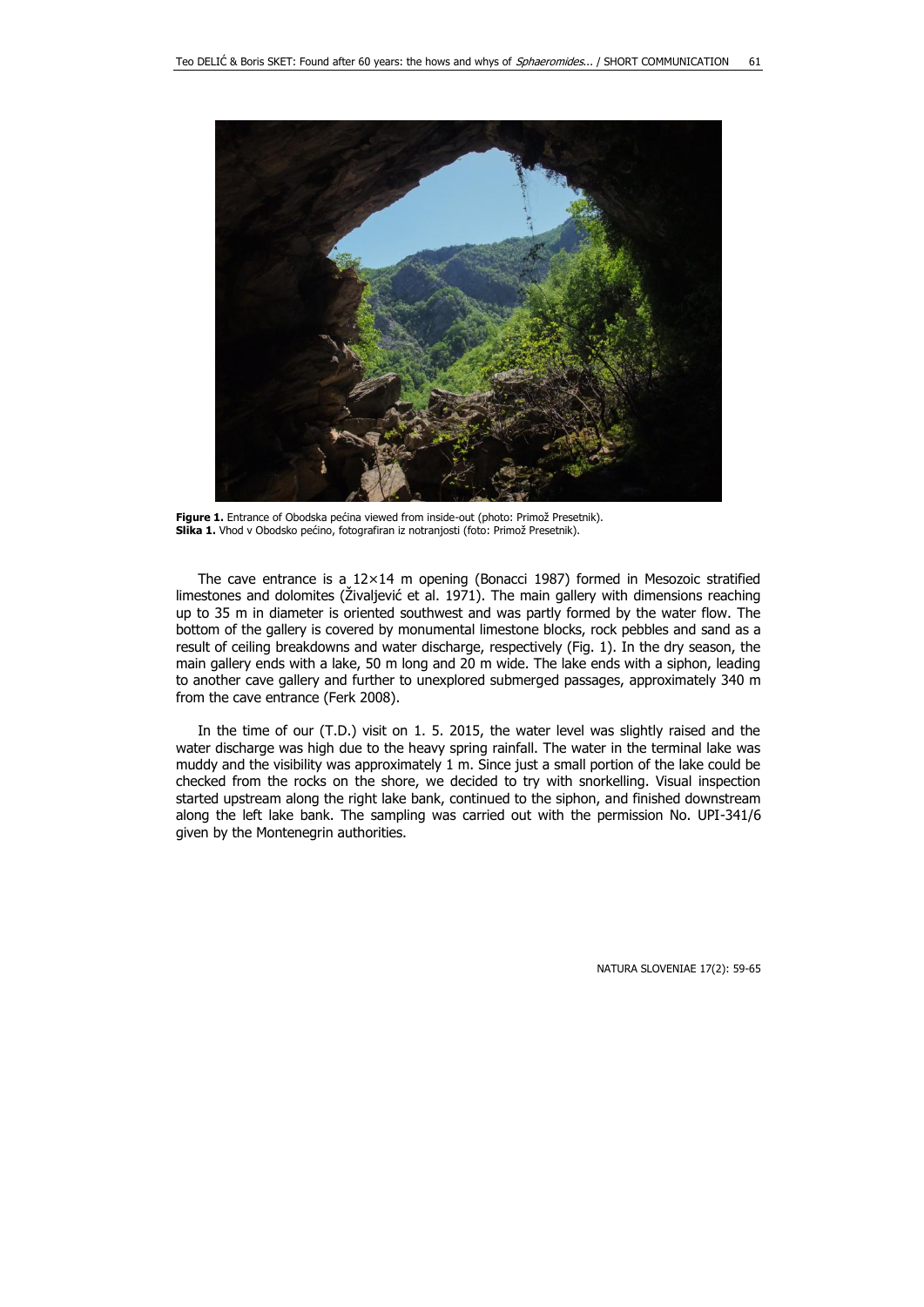**Figure 1.** Entrance of Obodska pećina viewed from inside-out (photo: Primož Presetnik).
**Slika 1.** Vhod v Obodsko pećino, fotografiran iz notranjosti (foto: Primož Presetnik).

The cave entrance is a 12×14 m opening (Bonacci 1987) formed in Mesozoic stratified limestones and dolomites (Živaljević et al. 1971). The main gallery with dimensions reaching up to 35 m in diameter is oriented southwest and was partly formed by the water flow. The bottom of the gallery is covered by monumental limestone blocks, rock pebbles and sand as a result of ceiling breakdowns and water discharge, respectively (Fig. 1). In the dry season, the main gallery ends with a lake, 50 m long and 20 m wide. The lake ends with a siphon, leading to another cave gallery and further to unexplored submerged passages, approximately 340 m from the cave entrance (Ferk 2008).

In the time of our (T.D.) visit on 1. 5. 2015, the water level was slightly raised and the water discharge was high due to the heavy spring rainfall. The water in the terminal lake was muddy and the visibility was approximately 1 m. Since just a small portion of the lake could be checked from the rocks on the shore, we decided to try with snorkelling. Visual inspection started upstream along the right lake bank, continued to the siphon, and finished downstream along the left lake bank. The sampling was carried out with the permission No. UPI-341/6 given by the Montenegrin authorities.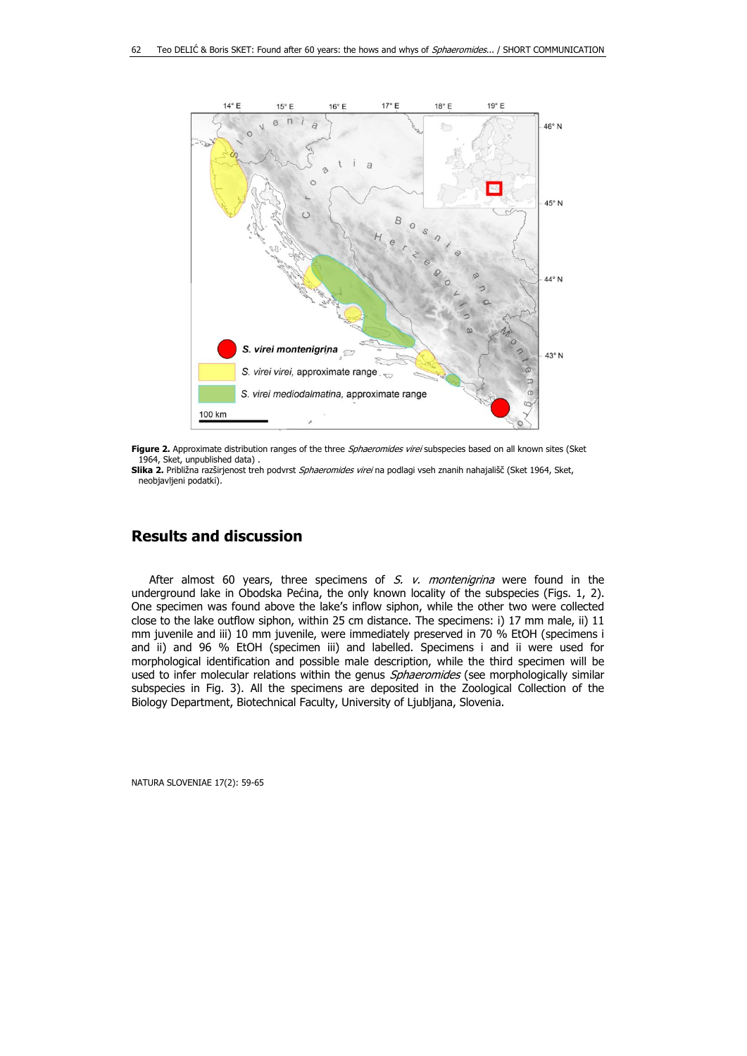**Figure 2.** Approximate distribution ranges of the three *Sphaeromides virei* subspecies based on all known sites (Sket 1964, Sket, unpublished data) .

**Slika 2.** Približna razširjenost treh podvrst *Sphaeromides virei* na podlagi vseh znanih nahajališč (Sket 1964, Sket, neobjavljeni podatki).

## Results and discussion

After almost 60 years, three specimens of *S. v. montenigrina* were found in the underground lake in Obodska Pećina, the only known locality of the subspecies (Figs. 1, 2). One specimen was found above the lake's inflow siphon, while the other two were collected close to the lake outflow siphon, within 25 cm distance. The specimens: i) 17 mm male, ii) 11 mm juvenile and iii) 10 mm juvenile, were immediately preserved in 70 % EtOH (specimens i and ii) and 96 % EtOH (specimen iii) and labelled. Specimens i and ii were used for morphological identification and possible male description, while the third specimen will be used to infer molecular relations within the genus *Sphaeromides* (see morphologically similar subspecies in Fig. 3). All the specimens are deposited in the Zoological Collection of the Biology Department, Biotechnical Faculty, University of Ljubljana, Slovenia.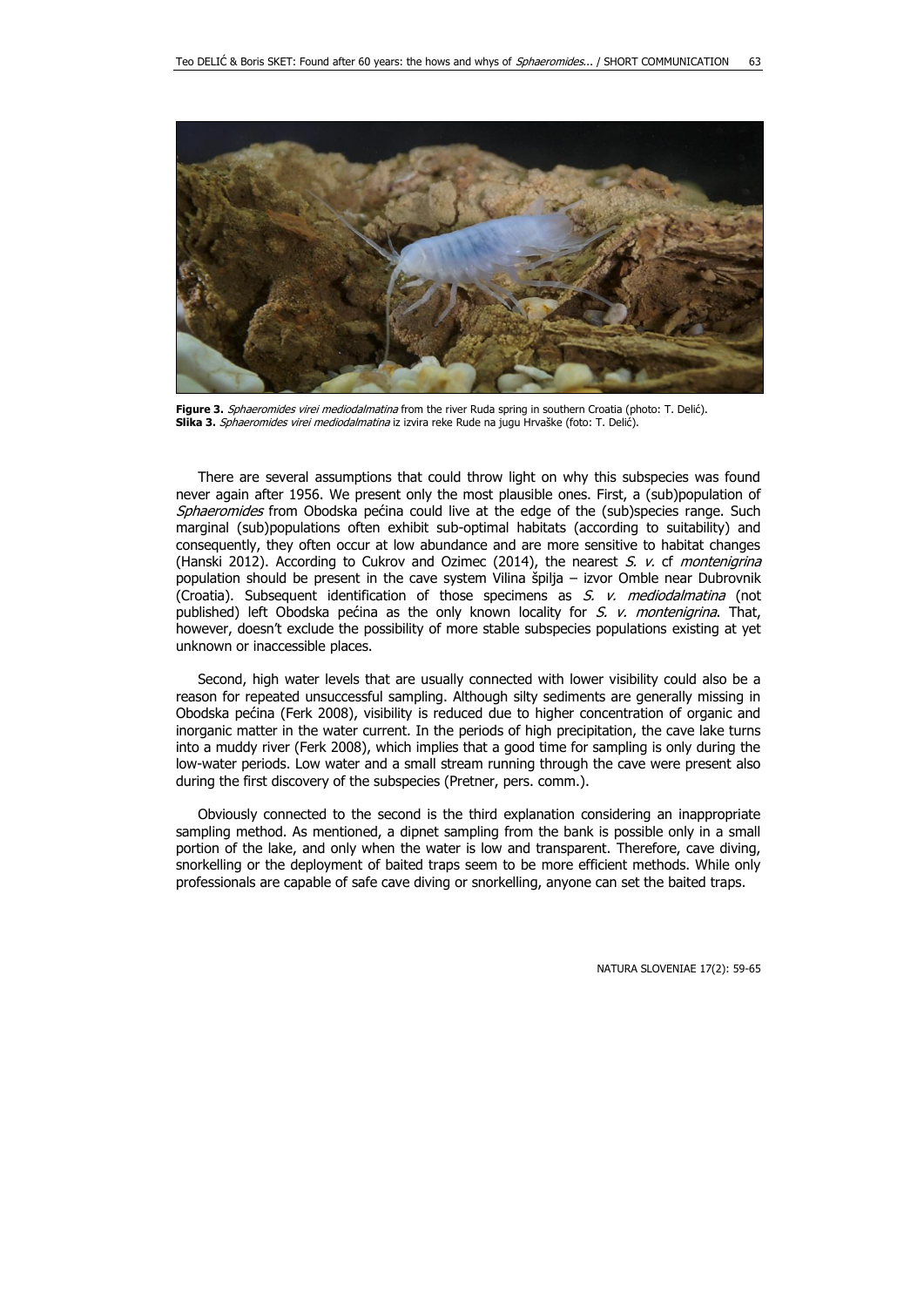**Figure 3.** *Sphaeromides virei mediodalmatina* from the river Ruda spring in southern Croatia (photo: T. Delić).
**Slika 3.** *Sphaeromides virei mediodalmatina* iz izvira reke Rude na jugu Hrvaške (foto: T. Delić).

There are several assumptions that could throw light on why this subspecies was found never again after 1956. We present only the most plausible ones. First, a (sub)population of *Sphaeromides* from Obodska pećina could live at the edge of the (sub)species range. Such marginal (sub)populations often exhibit sub-optimal habitats (according to suitability) and consequently, they often occur at low abundance and are more sensitive to habitat changes (Hanski 2012). According to Cukrov and Ozimec (2014), the nearest *S. v.* cf *montenigrina* population should be present in the cave system Vilina špilja – izvor Omble near Dubrovnik (Croatia). Subsequent identification of those specimens as *S. v. mediodalmatina* (not published) left Obodska pećina as the only known locality for *S. v. montenigrina*. That, however, doesn't exclude the possibility of more stable subspecies populations existing at yet unknown or inaccessible places.

Second, high water levels that are usually connected with lower visibility could also be a reason for repeated unsuccessful sampling. Although silty sediments are generally missing in Obodska pećina (Ferk 2008), visibility is reduced due to higher concentration of organic and inorganic matter in the water current. In the periods of high precipitation, the cave lake turns into a muddy river (Ferk 2008), which implies that a good time for sampling is only during the low-water periods. Low water and a small stream running through the cave were present also during the first discovery of the subspecies (Pretner, pers. comm.).

Obviously connected to the second is the third explanation considering an inappropriate sampling method. As mentioned, a dipnet sampling from the bank is possible only in a small portion of the lake, and only when the water is low and transparent. Therefore, cave diving, snorkelling or the deployment of baited traps seem to be more efficient methods. While only professionals are capable of safe cave diving or snorkelling, anyone can set the baited traps.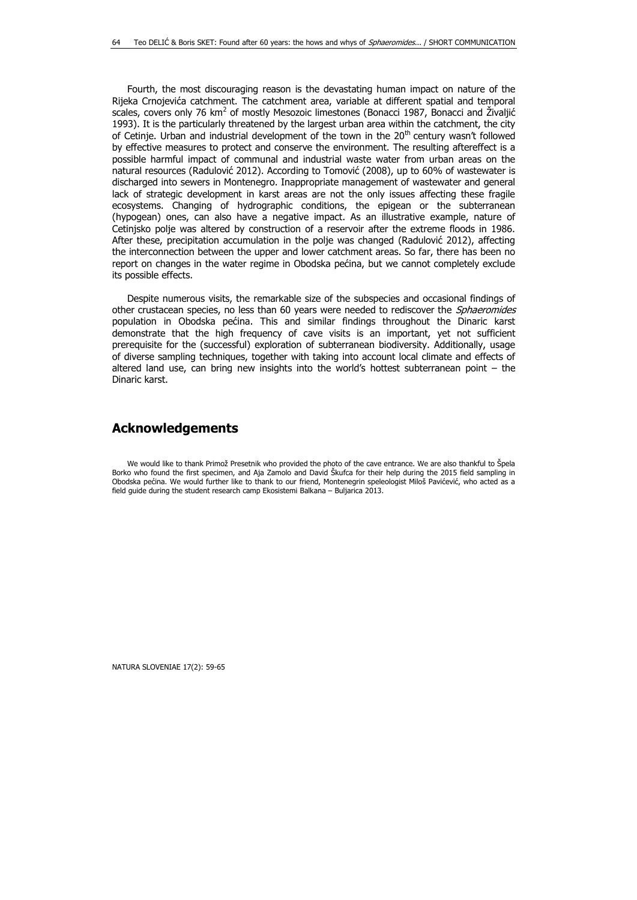Fourth, the most discouraging reason is the devastating human impact on nature of the Rijeka Crnojevića catchment. The catchment area, variable at different spatial and temporal scales, covers only 76 $km^2$ of mostly Mesozoic limestones (Bonacci 1987, Bonacci and Živaljić 1993). It is the particularly threatened by the largest urban area within the catchment, the city of Cetinje. Urban and industrial development of the town in the $20^{th}$ century wasn't followed by effective measures to protect and conserve the environment. The resulting aftereffect is a possible harmful impact of communal and industrial waste water from urban areas on the natural resources (Radulović 2012). According to Tomović (2008), up to 60% of wastewater is discharged into sewers in Montenegro. Inappropriate management of wastewater and general lack of strategic development in karst areas are not the only issues affecting these fragile ecosystems. Changing of hydrographic conditions, the epigean or the subterranean (hypogean) ones, can also have a negative impact. As an illustrative example, nature of Cetinjsko polje was altered by construction of a reservoir after the extreme floods in 1986. After these, precipitation accumulation in the polje was changed (Radulović 2012), affecting the interconnection between the upper and lower catchment areas. So far, there has been no report on changes in the water regime in Obodska pećina, but we cannot completely exclude its possible effects.

Despite numerous visits, the remarkable size of the subspecies and occasional findings of other crustacean species, no less than 60 years were needed to rediscover the *Sphaeromides* population in Obodska pećina. This and similar findings throughout the Dinaric karst demonstrate that the high frequency of cave visits is an important, yet not sufficient prerequisite for the (successful) exploration of subterranean biodiversity. Additionally, usage of diverse sampling techniques, together with taking into account local climate and effects of altered land use, can bring new insights into the world's hottest subterranean point – the Dinaric karst.

## Acknowledgements

We would like to thank Primož Presetnik who provided the photo of the cave entrance. We are also thankful to Špela Borko who found the first specimen, and Aja Zamolo and David Škufca for their help during the 2015 field sampling in Obodska pećina. We would further like to thank to our friend, Montenegrin speleologist Miloš Pavićević, who acted as a field guide during the student research camp Ekosistemi Balkana – Buljarica 2013.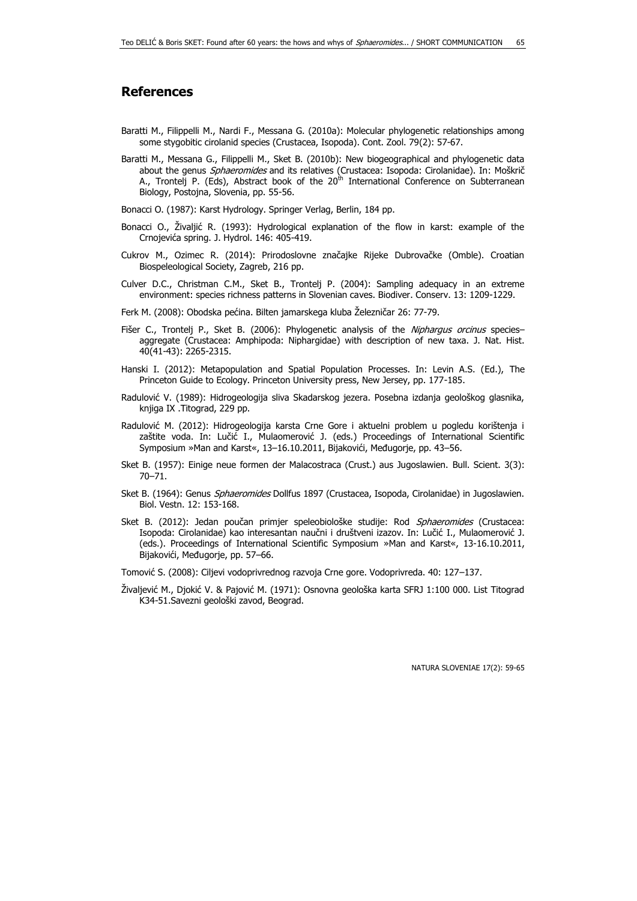## References

Baratti M., Filippelli M., Nardi F., Messana G. (2010a): Molecular phylogenetic relationships among some stygobitic cirolanid species (Crustacea, Isopoda). Cont. Zool. 79(2): 57-67.

Baratti M., Messana G., Filippelli M., Sket B. (2010b): New biogeographical and phylogenetic data about the genus *Sphaeromides* and its relatives (Crustacea: Isopoda: Cirolanidae). In: Moškrič A., Trontelj P. (Eds), Abstract book of the 20th International Conference on Subterranean Biology, Postojna, Slovenia, pp. 55-56.

Bonacci O. (1987): Karst Hydrology. Springer Verlag, Berlin, 184 pp.

Bonacci O., Živaljić R. (1993): Hydrological explanation of the flow in karst: example of the Crnojevića spring. J. Hydrol. 146: 405-419.

Cukrov M., Ozimec R. (2014): Prirodoslovne značajke Rijeke Dubrovačke (Omble). Croatian Biospeleological Society, Zagreb, 216 pp.

Culver D.C., Christman C.M., Sket B., Trontelj P. (2004): Sampling adequacy in an extreme environment: species richness patterns in Slovenian caves. Biodiver. Conserv. 13: 1209-1229.

Ferk M. (2008): Obodska pećina. Bilten jamarskega kluba Železničar 26: 77-79.

Fišer C., Trontelj P., Sket B. (2006): Phylogenetic analysis of the *Niphargus orcinus* species–aggregate (Crustacea: Amphipoda: Niphargidae) with description of new taxa. J. Nat. Hist. 40(41-43): 2265-2315.

Hanski I. (2012): Metapopulation and Spatial Population Processes. In: Levin A.S. (Ed.), The Princeton Guide to Ecology. Princeton University press, New Jersey, pp. 177-185.

Radulović V. (1989): Hidrogeologija sliva Skadarskog jezera. Posebna izdanja geološkog glasnika, knjiga IX .Titograd, 229 pp.

Radulović M. (2012): Hidrogeologija karsta Crne Gore i aktuelni problem u pogledu korištenja i zaštite voda. In: Lučić I., Mulaomerović J. (eds.) Proceedings of International Scientific Symposium »Man and Karst«, 13–16.10.2011, Bijakovići, Međugorje, pp. 43–56.

Sket B. (1957): Einige neue formen der Malacostraca (Crust.) aus Jugoslawien. Bull. Scient. 3(3): 70–71.

Sket B. (1964): Genus *Sphaeromides* Dollfus 1897 (Crustacea, Isopoda, Cirolanidae) in Jugoslawien. Biol. Vestn. 12: 153-168.

Sket B. (2012): Jedan poučan primjer speleobiološke studije: Rod *Sphaeromides* (Crustacea: Isopoda: Cirolanidae) kao interesantan naučni i društveni izazov. In: Lučić I., Mulaomerović J. (eds.). Proceedings of International Scientific Symposium »Man and Karst«, 13-16.10.2011, Bijakovići, Međugorje, pp. 57–66.

Tomović S. (2008): Ciljevi vodoprivrednog razvoja Crne gore. Vodoprivreda. 40: 127–137.

Živaljević M., Djokić V. & Pajović M. (1971): Osnovna geološka karta SFRJ 1:100 000. List Titograd K34-51.Savezni geološki zavod, Beograd.